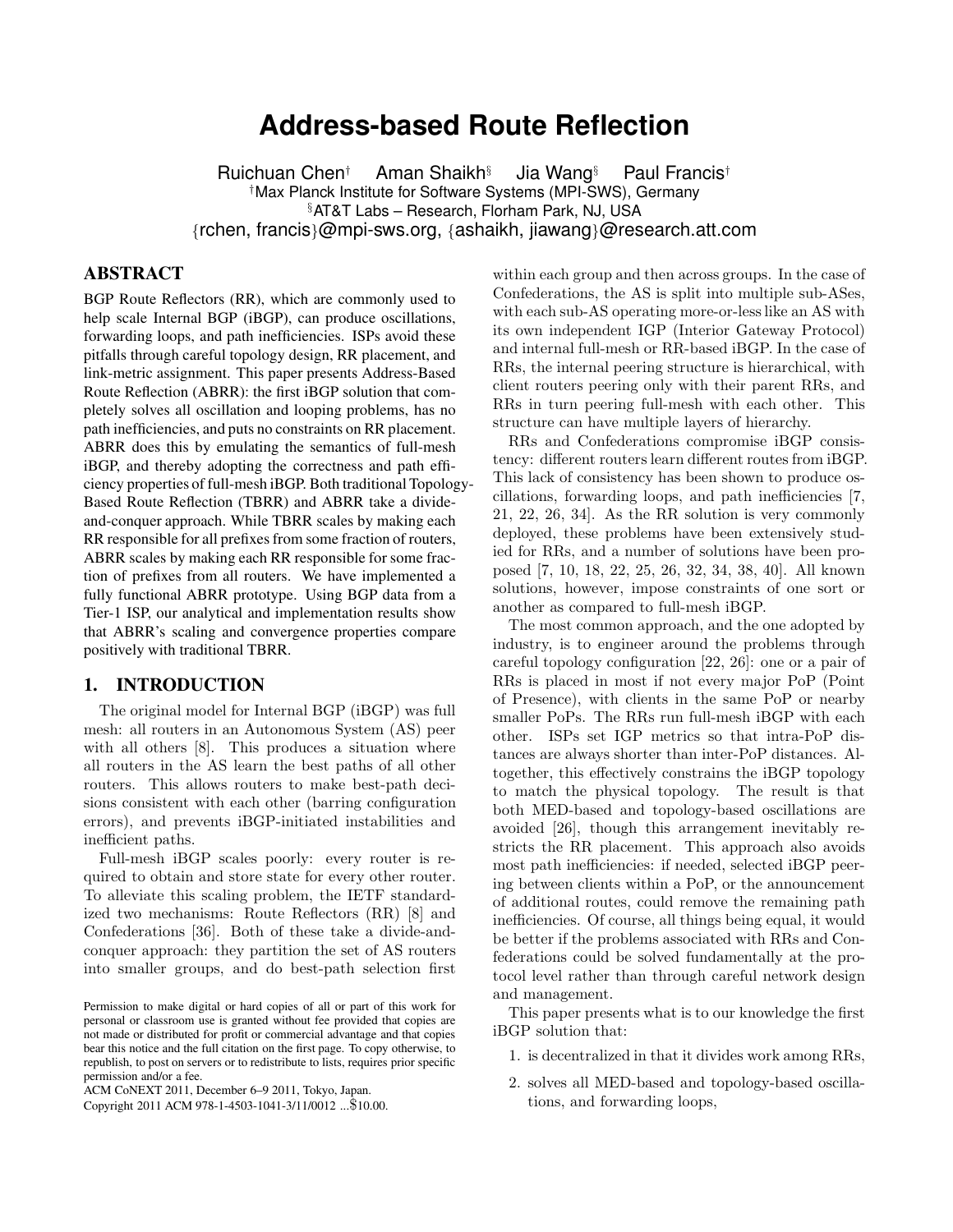# Address-based Route Reflection

Ruichuan Chen[†] Aman Shaikh[§] Jia Wang[§] Paul Francis[†]

[†]Max Planck Institute for Software Systems (MPI-SWS), Germany

[§]AT&T Labs – Research, Florham Park, NJ, USA

{rchen, francis}@mpi-sws.org, {ashaikh, jiawang}@research.att.com

## ABSTRACT

BGP Route Reflectors (RR), which are commonly used to help scale Internal BGP (iBGP), can produce oscillations, forwarding loops, and path inefficiencies. ISPs avoid these pitfalls through careful topology design, RR placement, and link-metric assignment. This paper presents Address-Based Route Reflection (ABRR): the first iBGP solution that completely solves all oscillation and looping problems, has no path inefficiencies, and puts no constraints on RR placement. ABRR does this by emulating the semantics of full-mesh iBGP, and thereby adopting the correctness and path efficiency properties of full-mesh iBGP. Both traditional Topology-Based Route Reflection (TBRR) and ABRR take a divide-and-conquer approach. While TBRR scales by making each RR responsible for all prefixes from some fraction of routers, ABRR scales by making each RR responsible for some fraction of prefixes from all routers. We have implemented a fully functional ABRR prototype. Using BGP data from a Tier-1 ISP, our analytical and implementation results show that ABRR's scaling and convergence properties compare positively with traditional TBRR.

## 1. INTRODUCTION

The original model for Internal BGP (iBGP) was full mesh: all routers in an Autonomous System (AS) peer with all others [8]. This produces a situation where all routers in the AS learn the best paths of all other routers. This allows routers to make best-path decisions consistent with each other (barring configuration errors), and prevents iBGP-initiated instabilities and inefficient paths.

Full-mesh iBGP scales poorly: every router is required to obtain and store state for every other router. To alleviate this scaling problem, the IETF standardized two mechanisms: Route Reflectors (RR) [8] and Confederations [36]. Both of these take a divide-and-conquer approach: they partition the set of AS routers into smaller groups, and do best-path selection first within each group and then across groups. In the case of Confederations, the AS is split into multiple sub-ASes, with each sub-AS operating more-or-less like an AS with its own independent IGP (Interior Gateway Protocol) and internal full-mesh or RR-based iBGP. In the case of RRs, the internal peering structure is hierarchical, with client routers peering only with their parent RRs, and RRs in turn peering full-mesh with each other. This structure can have multiple layers of hierarchy.

RRs and Confederations compromise iBGP consistency: different routers learn different routes from iBGP. This lack of consistency has been shown to produce oscillations, forwarding loops, and path inefficiencies [7, 21, 22, 26, 34]. As the RR solution is very commonly deployed, these problems have been extensively studied for RRs, and a number of solutions have been proposed [7, 10, 18, 22, 25, 26, 32, 34, 38, 40]. All known solutions, however, impose constraints of one sort or another as compared to full-mesh iBGP.

The most common approach, and the one adopted by industry, is to engineer around the problems through careful topology configuration [22, 26]: one or a pair of RRs is placed in most if not every major PoP (Point of Presence), with clients in the same PoP or nearby smaller PoPs. The RRs run full-mesh iBGP with each other. ISPs set IGP metrics so that intra-PoP distances are always shorter than inter-PoP distances. Altogether, this effectively constrains the iBGP topology to match the physical topology. The result is that both MED-based and topology-based oscillations are avoided [26], though this arrangement inevitably restricts the RR placement. This approach also avoids most path inefficiencies: if needed, selected iBGP peering between clients within a PoP, or the announcement of additional routes, could remove the remaining path inefficiencies. Of course, all things being equal, it would be better if the problems associated with RRs and Confederations could be solved fundamentally at the protocol level rather than through careful network design and management.

This paper presents what is to our knowledge the first iBGP solution that:

1. is decentralized in that it divides work among RRs,
2. solves all MED-based and topology-based oscillations, and forwarding loops,

Permission to make digital or hard copies of all or part of this work for personal or classroom use is granted without fee provided that copies are not made or distributed for profit or commercial advantage and that copies bear this notice and the full citation on the first page. To copy otherwise, to republish, to post on servers or to redistribute to lists, requires prior specific permission and/or a fee.

ACM CoNEXT 2011, December 6–9 2011, Tokyo, Japan.

Copyright 2011 ACM 978-1-4503-1041-3/11/0012 ...$10.00.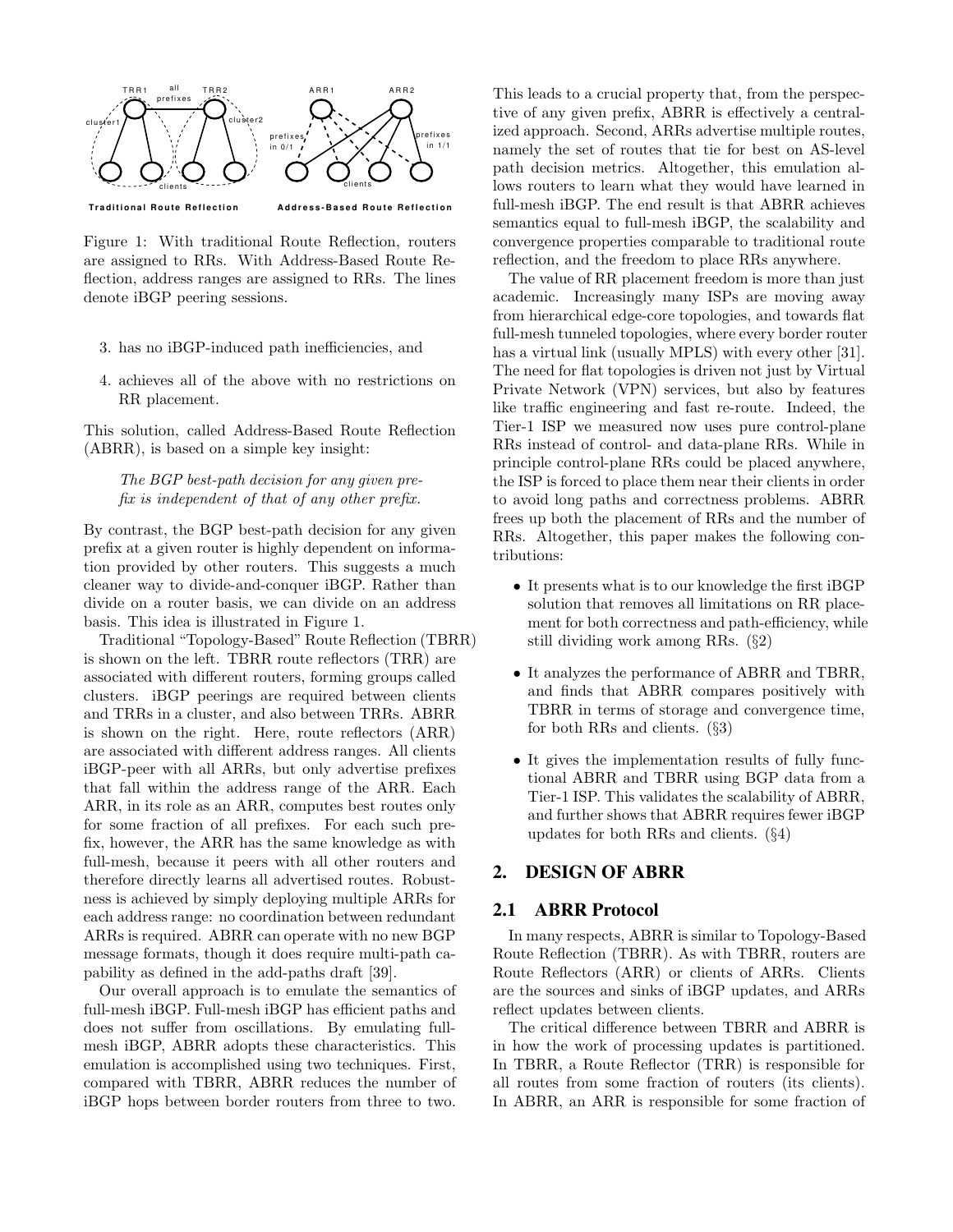Figure 1: With traditional Route Reflection, routers are assigned to RRs. With Address-Based Route Reflection, address ranges are assigned to RRs. The lines denote iBGP peering sessions.

3. has no iBGP-induced path inefficiencies, and
4. achieves all of the above with no restrictions on RR placement.

This solution, called Address-Based Route Reflection (ABRR), is based on a simple key insight:

> *The BGP best-path decision for any given prefix is independent of that of any other prefix.*

By contrast, the BGP best-path decision for any given prefix at a given router is highly dependent on information provided by other routers. This suggests a much cleaner way to divide-and-conquer iBGP. Rather than divide on a router basis, we can divide on an address basis. This idea is illustrated in Figure 1.

Traditional "Topology-Based" Route Reflection (TBRR) is shown on the left. TBRR route reflectors (TRR) are associated with different routers, forming groups called clusters. iBGP peerings are required between clients and TRRs in a cluster, and also between TRRs. ABRR is shown on the right. Here, route reflectors (ARR) are associated with different address ranges. All clients iBGP-peer with all ARRs, but only advertise prefixes that fall within the address range of the ARR. Each ARR, in its role as an ARR, computes best routes only for some fraction of all prefixes. For each such prefix, however, the ARR has the same knowledge as with full-mesh, because it peers with all other routers and therefore directly learns all advertised routes. Robustness is achieved by simply deploying multiple ARRs for each address range: no coordination between redundant ARRs is required. ABRR can operate with no new BGP message formats, though it does require multi-path capability as defined in the add-paths draft [39].

Our overall approach is to emulate the semantics of full-mesh iBGP. Full-mesh iBGP has efficient paths and does not suffer from oscillations. By emulating full-mesh iBGP, ABRR adopts these characteristics. This emulation is accomplished using two techniques. First, compared with TBRR, ABRR reduces the number of iBGP hops between border routers from three to two. This leads to a crucial property that, from the perspective of any given prefix, ABRR is effectively a centralized approach. Second, ARRs advertise multiple routes, namely the set of routes that tie for best on AS-level path decision metrics. Altogether, this emulation allows routers to learn what they would have learned in full-mesh iBGP. The end result is that ABRR achieves semantics equal to full-mesh iBGP, the scalability and convergence properties comparable to traditional route reflection, and the freedom to place RRs anywhere.

The value of RR placement freedom is more than just academic. Increasingly many ISPs are moving away from hierarchical edge-core topologies, and towards flat full-mesh tunneled topologies, where every border router has a virtual link (usually MPLS) with every other [31]. The need for flat topologies is driven not just by Virtual Private Network (VPN) services, but also by features like traffic engineering and fast re-route. Indeed, the Tier-1 ISP we measured now uses pure control-plane RRs instead of control- and data-plane RRs. While in principle control-plane RRs could be placed anywhere, the ISP is forced to place them near their clients in order to avoid long paths and correctness problems. ABRR frees up both the placement of RRs and the number of RRs. Altogether, this paper makes the following contributions:

- It presents what is to our knowledge the first iBGP solution that removes all limitations on RR placement for both correctness and path-efficiency, while still dividing work among RRs. (§2)
- It analyzes the performance of ABRR and TBRR, and finds that ABRR compares positively with TBRR in terms of storage and convergence time, for both RRs and clients. (§3)
- It gives the implementation results of fully functional ABRR and TBRR using BGP data from a Tier-1 ISP. This validates the scalability of ABRR, and further shows that ABRR requires fewer iBGP updates for both RRs and clients. (§4)

## 2. DESIGN OF ABRR

### 2.1 ABRR Protocol

In many respects, ABRR is similar to Topology-Based Route Reflection (TBRR). As with TBRR, routers are Route Reflectors (ARR) or clients of ARRs. Clients are the sources and sinks of iBGP updates, and ARRs reflect updates between clients.

The critical difference between TBRR and ABRR is in how the work of processing updates is partitioned. In TBRR, a Route Reflector (TRR) is responsible for all routes from some fraction of routers (its clients). In ABRR, an ARR is responsible for some fraction of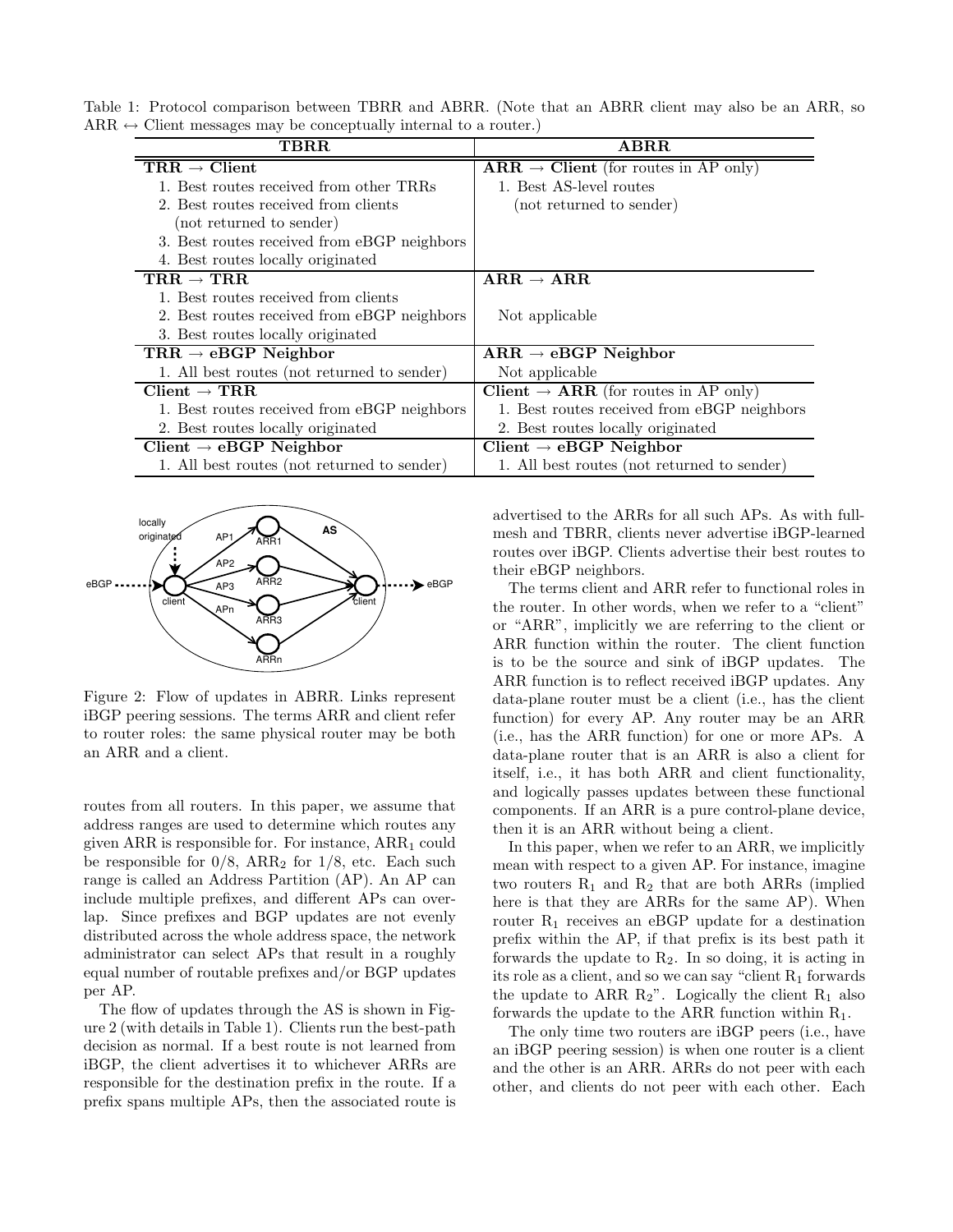Table 1: Protocol comparison between TBRR and ABRR. (Note that an ABRR client may also be an ARR, so ARR ↔ Client messages may be conceptually internal to a router.)

| TBRR | ABRR |
|---|---|
| **TRR → Client** | **ARR → Client** (for routes in AP only) |
| 1. Best routes received from other TRRs | 1. Best AS-level routes |
| 2. Best routes received from clients | (not returned to sender) |
| (not returned to sender) | |
| 3. Best routes received from eBGP neighbors | |
| 4. Best routes locally originated | |
| **TRR → TRR** | **ARR → ARR** |
| 1. Best routes received from clients | |
| 2. Best routes received from eBGP neighbors | Not applicable |
| 3. Best routes locally originated | |
| **TRR → eBGP Neighbor** | **ARR → eBGP Neighbor** |
| 1. All best routes (not returned to sender) | Not applicable |
| **Client → TRR** | **Client → ARR** (for routes in AP only) |
| 1. Best routes received from eBGP neighbors | 1. Best routes received from eBGP neighbors |
| 2. Best routes locally originated | 2. Best routes locally originated |
| **Client → eBGP Neighbor** | **Client → eBGP Neighbor** |
| 1. All best routes (not returned to sender) | 1. All best routes (not returned to sender) |

locally originated
AS
eBGP
client
AP1
AP2
AP3
APn
ARR1
ARR2
ARR3
ARRn
client
eBGP

Figure 2: Flow of updates in ABRR. Links represent iBGP peering sessions. The terms ARR and client refer to router roles: the same physical router may be both an ARR and a client.

routes from all routers. In this paper, we assume that address ranges are used to determine which routes any given ARR is responsible for. For instance, $ARR_1$ could be responsible for 0/8, $ARR_2$ for 1/8, etc. Each such range is called an Address Partition (AP). An AP can include multiple prefixes, and different APs can overlap. Since prefixes and BGP updates are not evenly distributed across the whole address space, the network administrator can select APs that result in a roughly equal number of routable prefixes and/or BGP updates per AP.

The flow of updates through the AS is shown in Figure 2 (with details in Table 1). Clients run the best-path decision as normal. If a best route is not learned from iBGP, the client advertises it to whichever ARRs are responsible for the destination prefix in the route. If a prefix spans multiple APs, then the associated route is advertised to the ARRs for all such APs. As with full-mesh and TBRR, clients never advertise iBGP-learned routes over iBGP. Clients advertise their best routes to their eBGP neighbors.

The terms client and ARR refer to functional roles in the router. In other words, when we refer to a "client" or "ARR", implicitly we are referring to the client or ARR function within the router. The client function is to be the source and sink of iBGP updates. The ARR function is to reflect received iBGP updates. Any data-plane router must be a client (i.e., has the client function) for every AP. Any router may be an ARR (i.e., has the ARR function) for one or more APs. A data-plane router that is an ARR is also a client for itself, i.e., it has both ARR and client functionality, and logically passes updates between these functional components. If an ARR is a pure control-plane device, then it is an ARR without being a client.

In this paper, when we refer to an ARR, we implicitly mean with respect to a given AP. For instance, imagine two routers $R_1$ and $R_2$ that are both ARRs (implied here is that they are ARRs for the same AP). When router $R_1$ receives an eBGP update for a destination prefix within the AP, if that prefix is its best path it forwards the update to $R_2$. In so doing, it is acting in its role as a client, and so we can say "client $R_1$ forwards the update to ARR $R_2$". Logically the client $R_1$ also forwards the update to the ARR function within $R_1$.

The only time two routers are iBGP peers (i.e., have an iBGP peering session) is when one router is a client and the other is an ARR. ARRs do not peer with each other, and clients do not peer with each other. Each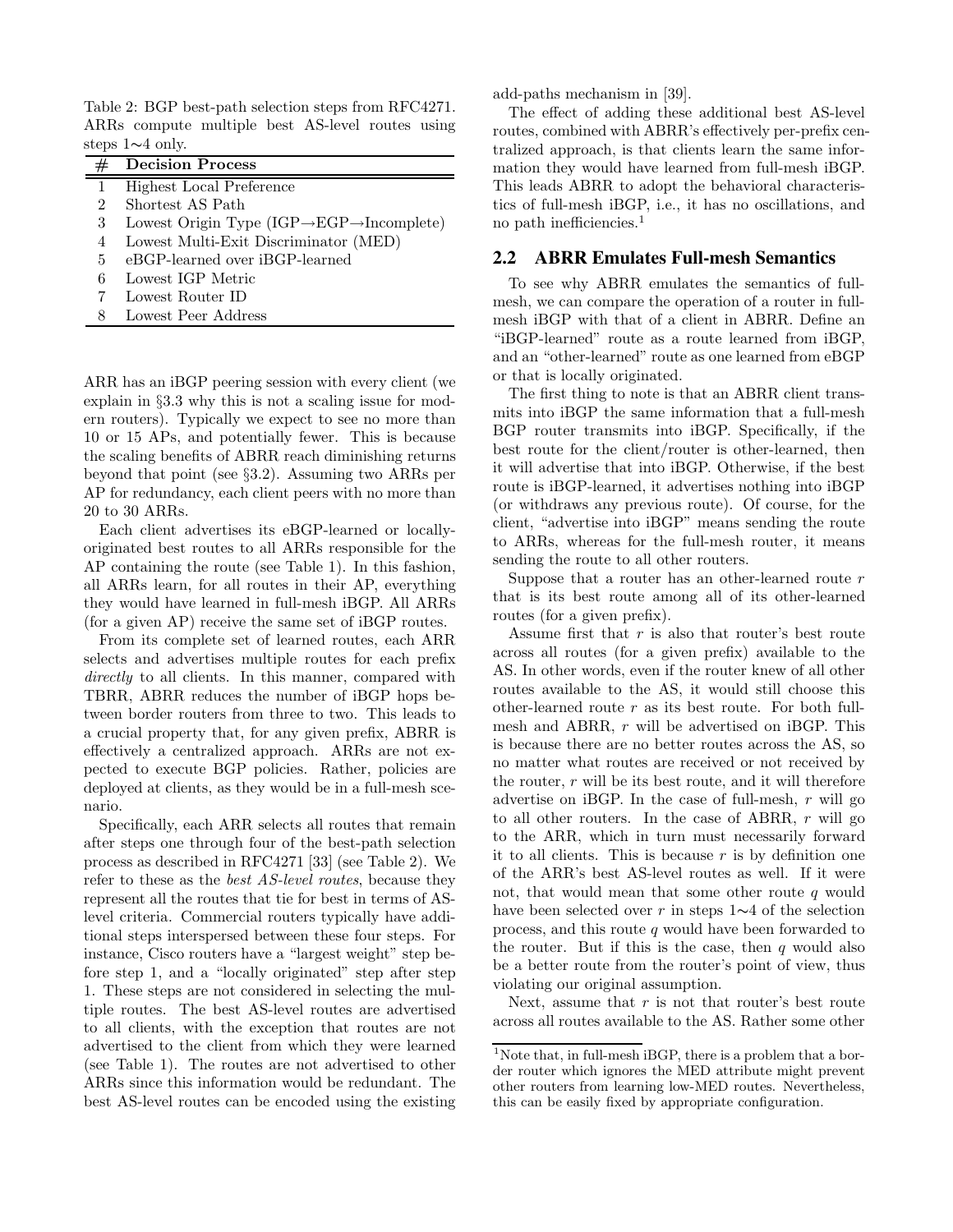Table 2: BGP best-path selection steps from RFC4271. ARRs compute multiple best AS-level routes using steps 1∼4 only.

| # | Decision Process |
|---|---|
| 1 | Highest Local Preference |
| 2 | Shortest AS Path |
| 3 | Lowest Origin Type (IGP→EGP→Incomplete) |
| 4 | Lowest Multi-Exit Discriminator (MED) |
| 5 | eBGP-learned over iBGP-learned |
| 6 | Lowest IGP Metric |
| 7 | Lowest Router ID |
| 8 | Lowest Peer Address |

ARR has an iBGP peering session with every client (we explain in §3.3 why this is not a scaling issue for modern routers). Typically we expect to see no more than 10 or 15 APs, and potentially fewer. This is because the scaling benefits of ABRR reach diminishing returns beyond that point (see §3.2). Assuming two ARRs per AP for redundancy, each client peers with no more than 20 to 30 ARRs.

Each client advertises its eBGP-learned or locally-originated best routes to all ARRs responsible for the AP containing the route (see Table 1). In this fashion, all ARRs learn, for all routes in their AP, everything they would have learned in full-mesh iBGP. All ARRs (for a given AP) receive the same set of iBGP routes.

From its complete set of learned routes, each ARR selects and advertises multiple routes for each prefix *directly* to all clients. In this manner, compared with TBRR, ABRR reduces the number of iBGP hops between border routers from three to two. This leads to a crucial property that, for any given prefix, ABRR is effectively a centralized approach. ARRs are not expected to execute BGP policies. Rather, policies are deployed at clients, as they would be in a full-mesh scenario.

Specifically, each ARR selects all routes that remain after steps one through four of the best-path selection process as described in RFC4271 [33] (see Table 2). We refer to these as the *best AS-level routes*, because they represent all the routes that tie for best in terms of AS-level criteria. Commercial routers typically have additional steps interspersed between these four steps. For instance, Cisco routers have a "largest weight" step before step 1, and a "locally originated" step after step 1. These steps are not considered in selecting the multiple routes. The best AS-level routes are advertised to all clients, with the exception that routes are not advertised to the client from which they were learned (see Table 1). The routes are not advertised to other ARRs since this information would be redundant. The best AS-level routes can be encoded using the existing add-paths mechanism in [39].

The effect of adding these additional best AS-level routes, combined with ABRR's effectively per-prefix centralized approach, is that clients learn the same information they would have learned from full-mesh iBGP. This leads ABRR to adopt the behavioral characteristics of full-mesh iBGP, i.e., it has no oscillations, and no path inefficiencies.[1]

## 2.2 ABRR Emulates Full-mesh Semantics

To see why ABRR emulates the semantics of full-mesh, we can compare the operation of a router in full-mesh iBGP with that of a client in ABRR. Define an "iBGP-learned" route as a route learned from iBGP, and an "other-learned" route as one learned from eBGP or that is locally originated.

The first thing to note is that an ABRR client transmits into iBGP the same information that a full-mesh BGP router transmits into iBGP. Specifically, if the best route for the client/router is other-learned, then it will advertise that into iBGP. Otherwise, if the best route is iBGP-learned, it advertises nothing into iBGP (or withdraws any previous route). Of course, for the client, "advertise into iBGP" means sending the route to ARRs, whereas for the full-mesh router, it means sending the route to all other routers.

Suppose that a router has an other-learned route $r$ that is its best route among all of its other-learned routes (for a given prefix).

Assume first that $r$ is also that router's best route across all routes (for a given prefix) available to the AS. In other words, even if the router knew of all other routes available to the AS, it would still choose this other-learned route $r$ as its best route. For both full-mesh and ABRR, $r$ will be advertised on iBGP. This is because there are no better routes across the AS, so no matter what routes are received or not received by the router, $r$ will be its best route, and it will therefore advertise on iBGP. In the case of full-mesh, $r$ will go to all other routers. In the case of ABRR, $r$ will go to the ARR, which in turn must necessarily forward it to all clients. This is because $r$ is by definition one of the ARR's best AS-level routes as well. If it were not, that would mean that some other route $q$ would have been selected over $r$ in steps 1∼4 of the selection process, and this route $q$ would have been forwarded to the router. But if this is the case, then $q$ would also be a better route from the router's point of view, thus violating our original assumption.

Next, assume that $r$ is not that router's best route across all routes available to the AS. Rather some other

[1] Note that, in full-mesh iBGP, there is a problem that a border router which ignores the MED attribute might prevent other routers from learning low-MED routes. Nevertheless, this can be easily fixed by appropriate configuration.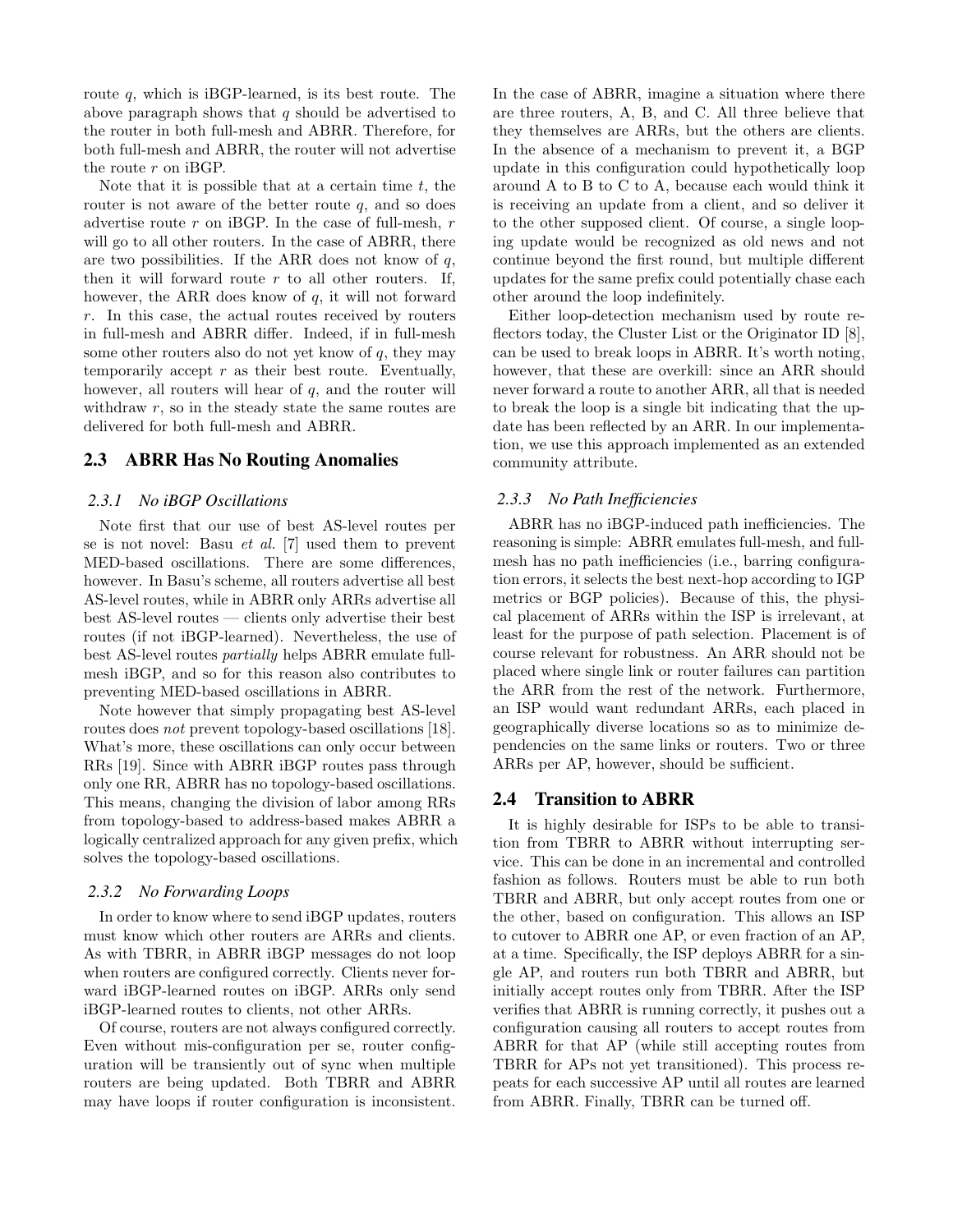route $q$, which is iBGP-learned, is its best route. The above paragraph shows that $q$ should be advertised to the router in both full-mesh and ABRR. Therefore, for both full-mesh and ABRR, the router will not advertise the route $r$ on iBGP.

Note that it is possible that at a certain time $t$, the router is not aware of the better route $q$, and so does advertise route $r$ on iBGP. In the case of full-mesh, $r$ will go to all other routers. In the case of ABRR, there are two possibilities. If the ARR does not know of $q$, then it will forward route $r$ to all other routers. If, however, the ARR does know of $q$, it will not forward $r$. In this case, the actual routes received by routers in full-mesh and ABRR differ. Indeed, if in full-mesh some other routers also do not yet know of $q$, they may temporarily accept $r$ as their best route. Eventually, however, all routers will hear of $q$, and the router will withdraw $r$, so in the steady state the same routes are delivered for both full-mesh and ABRR.

## 2.3 ABRR Has No Routing Anomalies

### 2.3.1 No iBGP Oscillations

Note first that our use of best AS-level routes per se is not novel: Basu *et al.* [7] used them to prevent MED-based oscillations. There are some differences, however. In Basu's scheme, all routers advertise all best AS-level routes, while in ABRR only ARRs advertise all best AS-level routes — clients only advertise their best routes (if not iBGP-learned). Nevertheless, the use of best AS-level routes *partially* helps ABRR emulate full-mesh iBGP, and so for this reason also contributes to preventing MED-based oscillations in ABRR.

Note however that simply propagating best AS-level routes does *not* prevent topology-based oscillations [18]. What's more, these oscillations can only occur between RRs [19]. Since with ABRR iBGP routes pass through only one RR, ABRR has no topology-based oscillations. This means, changing the division of labor among RRs from topology-based to address-based makes ABRR a logically centralized approach for any given prefix, which solves the topology-based oscillations.

### 2.3.2 No Forwarding Loops

In order to know where to send iBGP updates, routers must know which other routers are ARRs and clients. As with TBRR, in ABRR iBGP messages do not loop when routers are configured correctly. Clients never forward iBGP-learned routes on iBGP. ARRs only send iBGP-learned routes to clients, not other ARRs.

Of course, routers are not always configured correctly. Even without mis-configuration per se, router configuration will be transiently out of sync when multiple routers are being updated. Both TBRR and ABRR may have loops if router configuration is inconsistent. In the case of ABRR, imagine a situation where there are three routers, A, B, and C. All three believe that they themselves are ARRs, but the others are clients. In the absence of a mechanism to prevent it, a BGP update in this configuration could hypothetically loop around A to B to C to A, because each would think it is receiving an update from a client, and so deliver it to the other supposed client. Of course, a single looping update would be recognized as old news and not continue beyond the first round, but multiple different updates for the same prefix could potentially chase each other around the loop indefinitely.

Either loop-detection mechanism used by route reflectors today, the Cluster List or the Originator ID [8], can be used to break loops in ABRR. It's worth noting, however, that these are overkill: since an ARR should never forward a route to another ARR, all that is needed to break the loop is a single bit indicating that the update has been reflected by an ARR. In our implementation, we use this approach implemented as an extended community attribute.

### 2.3.3 No Path Inefficiencies

ABRR has no iBGP-induced path inefficiencies. The reasoning is simple: ABRR emulates full-mesh, and full-mesh has no path inefficiencies (i.e., barring configuration errors, it selects the best next-hop according to IGP metrics or BGP policies). Because of this, the physical placement of ARRs within the ISP is irrelevant, at least for the purpose of path selection. Placement is of course relevant for robustness. An ARR should not be placed where single link or router failures can partition the ARR from the rest of the network. Furthermore, an ISP would want redundant ARRs, each placed in geographically diverse locations so as to minimize dependencies on the same links or routers. Two or three ARRs per AP, however, should be sufficient.

## 2.4 Transition to ABRR

It is highly desirable for ISPs to be able to transition from TBRR to ABRR without interrupting service. This can be done in an incremental and controlled fashion as follows. Routers must be able to run both TBRR and ABRR, but only accept routes from one or the other, based on configuration. This allows an ISP to cutover to ABRR one AP, or even fraction of an AP, at a time. Specifically, the ISP deploys ABRR for a single AP, and routers run both TBRR and ABRR, but initially accept routes only from TBRR. After the ISP verifies that ABRR is running correctly, it pushes out a configuration causing all routers to accept routes from ABRR for that AP (while still accepting routes from TBRR for APs not yet transitioned). This process repeats for each successive AP until all routes are learned from ABRR. Finally, TBRR can be turned off.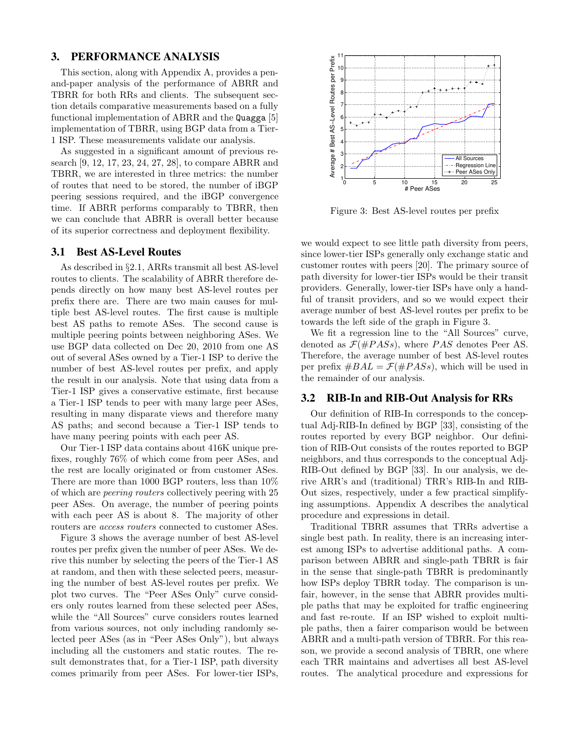## 3. PERFORMANCE ANALYSIS

This section, along with Appendix A, provides a pen-and-paper analysis of the performance of ABRR and TBRR for both RRs and clients. The subsequent section details comparative measurements based on a fully functional implementation of ABRR and the Quagga [5] implementation of TBRR, using BGP data from a Tier-1 ISP. These measurements validate our analysis.

As suggested in a significant amount of previous research [9, 12, 17, 23, 24, 27, 28], to compare ABRR and TBRR, we are interested in three metrics: the number of routes that need to be stored, the number of iBGP peering sessions required, and the iBGP convergence time. If ABRR performs comparably to TBRR, then we can conclude that ABRR is overall better because of its superior correctness and deployment flexibility.

### 3.1 Best AS-Level Routes

As described in §2.1, ARRs transmit all best AS-level routes to clients. The scalability of ABRR therefore depends directly on how many best AS-level routes per prefix there are. There are two main causes for multiple best AS-level routes. The first cause is multiple best AS paths to remote ASes. The second cause is multiple peering points between neighboring ASes. We use BGP data collected on Dec 20, 2010 from one AS out of several ASes owned by a Tier-1 ISP to derive the number of best AS-level routes per prefix, and apply the result in our analysis. Note that using data from a Tier-1 ISP gives a conservative estimate, first because a Tier-1 ISP tends to peer with many large peer ASes, resulting in many disparate views and therefore many AS paths; and second because a Tier-1 ISP tends to have many peering points with each peer AS.

Our Tier-1 ISP data contains about 416K unique prefixes, roughly 76% of which come from peer ASes, and the rest are locally originated or from customer ASes. There are more than 1000 BGP routers, less than 10% of which are *peering routers* collectively peering with 25 peer ASes. On average, the number of peering points with each peer AS is about 8. The majority of other routers are *access routers* connected to customer ASes.

Figure 3 shows the average number of best AS-level routes per prefix given the number of peer ASes. We derive this number by selecting the peers of the Tier-1 AS at random, and then with these selected peers, measuring the number of best AS-level routes per prefix. We plot two curves. The "Peer ASes Only" curve considers only routes learned from these selected peer ASes, while the "All Sources" curve considers routes learned from various sources, not only including randomly selected peer ASes (as in "Peer ASes Only"), but always including all the customers and static routes. The result demonstrates that, for a Tier-1 ISP, path diversity comes primarily from peer ASes. For lower-tier ISPs, we would expect to see little path diversity from peers, since lower-tier ISPs generally only exchange static and customer routes with peers [20]. The primary source of path diversity for lower-tier ISPs would be their transit providers. Generally, lower-tier ISPs have only a handful of transit providers, and so we would expect their average number of best AS-level routes per prefix to be towards the left side of the graph in Figure 3.

Figure 3: Best AS-level routes per prefix

We fit a regression line to the "All Sources" curve, denoted as $\mathcal{F}(\#PASs)$, where $PAS$ denotes Peer AS. Therefore, the average number of best AS-level routes per prefix $\#BAL = \mathcal{F}(\#PASs)$, which will be used in the remainder of our analysis.

### 3.2 RIB-In and RIB-Out Analysis for RRs

Our definition of RIB-In corresponds to the conceptual Adj-RIB-In defined by BGP [33], consisting of the routes reported by every BGP neighbor. Our definition of RIB-Out consists of the routes reported to BGP neighbors, and thus corresponds to the conceptual Adj-RIB-Out defined by BGP [33]. In our analysis, we derive ARR's and (traditional) TRR's RIB-In and RIB-Out sizes, respectively, under a few practical simplifying assumptions. Appendix A describes the analytical procedure and expressions in detail.

Traditional TBRR assumes that TRRs advertise a single best path. In reality, there is an increasing interest among ISPs to advertise additional paths. A comparison between ABRR and single-path TBRR is fair in the sense that single-path TBRR is predominantly how ISPs deploy TBRR today. The comparison is unfair, however, in the sense that ABRR provides multiple paths that may be exploited for traffic engineering and fast re-route. If an ISP wished to exploit multiple paths, then a fairer comparison would be between ABRR and a multi-path version of TBRR. For this reason, we provide a second analysis of TBRR, one where each TRR maintains and advertises all best AS-level routes. The analytical procedure and expressions for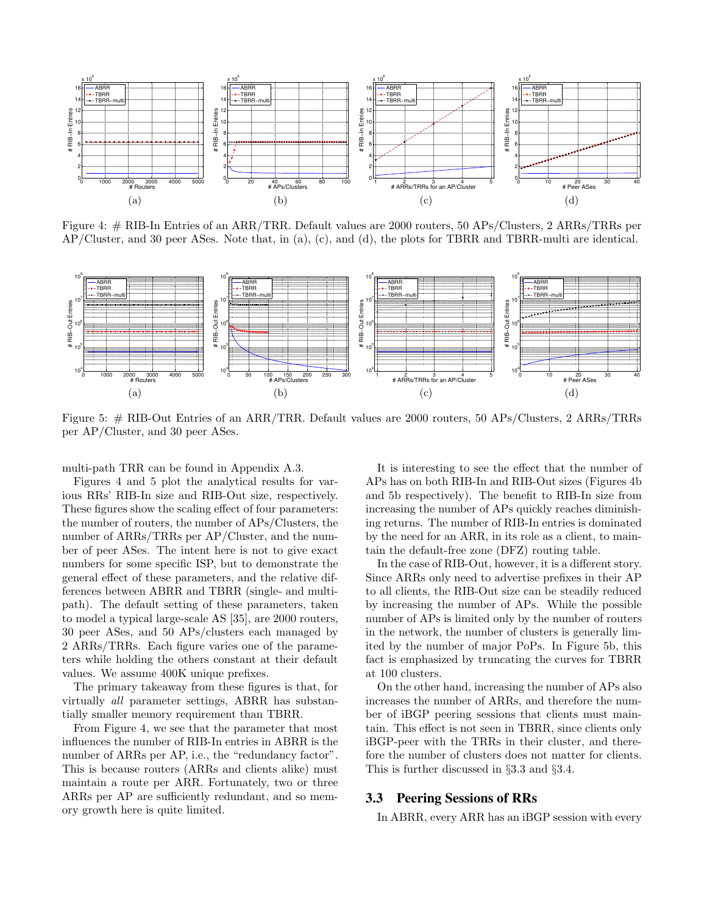Figure 4: # RIB-In Entries of an ARR/TRR. Default values are 2000 routers, 50 APs/Clusters, 2 ARRs/TRRs per AP/Cluster, and 30 peer ASes. Note that, in (a), (c), and (d), the plots for TBRR and TBRR-multi are identical.

Figure 5: # RIB-Out Entries of an ARR/TRR. Default values are 2000 routers, 50 APs/Clusters, 2 ARRs/TRRs per AP/Cluster, and 30 peer ASes.

multi-path TRR can be found in Appendix A.3.

Figures 4 and 5 plot the analytical results for various RRs' RIB-In size and RIB-Out size, respectively. These figures show the scaling effect of four parameters: the number of routers, the number of APs/Clusters, the number of ARRs/TRRs per AP/Cluster, and the number of peer ASes. The intent here is not to give exact numbers for some specific ISP, but to demonstrate the general effect of these parameters, and the relative differences between ABRR and TBRR (single- and multi-path). The default setting of these parameters, taken to model a typical large-scale AS [35], are 2000 routers, 30 peer ASes, and 50 APs/clusters each managed by 2 ARRs/TRRs. Each figure varies one of the parameters while holding the others constant at their default values. We assume 400K unique prefixes.

The primary takeaway from these figures is that, for virtually *all* parameter settings, ABRR has substantially smaller memory requirement than TBRR.

From Figure 4, we see that the parameter that most influences the number of RIB-In entries in ABRR is the number of ARRs per AP, i.e., the "redundancy factor". This is because routers (ARRs and clients alike) must maintain a route per ARR. Fortunately, two or three ARRs per AP are sufficiently redundant, and so memory growth here is quite limited.

It is interesting to see the effect that the number of APs has on both RIB-In and RIB-Out sizes (Figures 4b and 5b respectively). The benefit to RIB-In size from increasing the number of APs quickly reaches diminishing returns. The number of RIB-In entries is dominated by the need for an ARR, in its role as a client, to maintain the default-free zone (DFZ) routing table.

In the case of RIB-Out, however, it is a different story. Since ARRs only need to advertise prefixes in their AP to all clients, the RIB-Out size can be steadily reduced by increasing the number of APs. While the possible number of APs is limited only by the number of routers in the network, the number of clusters is generally limited by the number of major PoPs. In Figure 5b, this fact is emphasized by truncating the curves for TBRR at 100 clusters.

On the other hand, increasing the number of APs also increases the number of ARRs, and therefore the number of iBGP peering sessions that clients must maintain. This effect is not seen in TBRR, since clients only iBGP-peer with the TRRs in their cluster, and therefore the number of clusters does not matter for clients. This is further discussed in §3.3 and §3.4.

## 3.3 Peering Sessions of RRs

In ABRR, every ARR has an iBGP session with every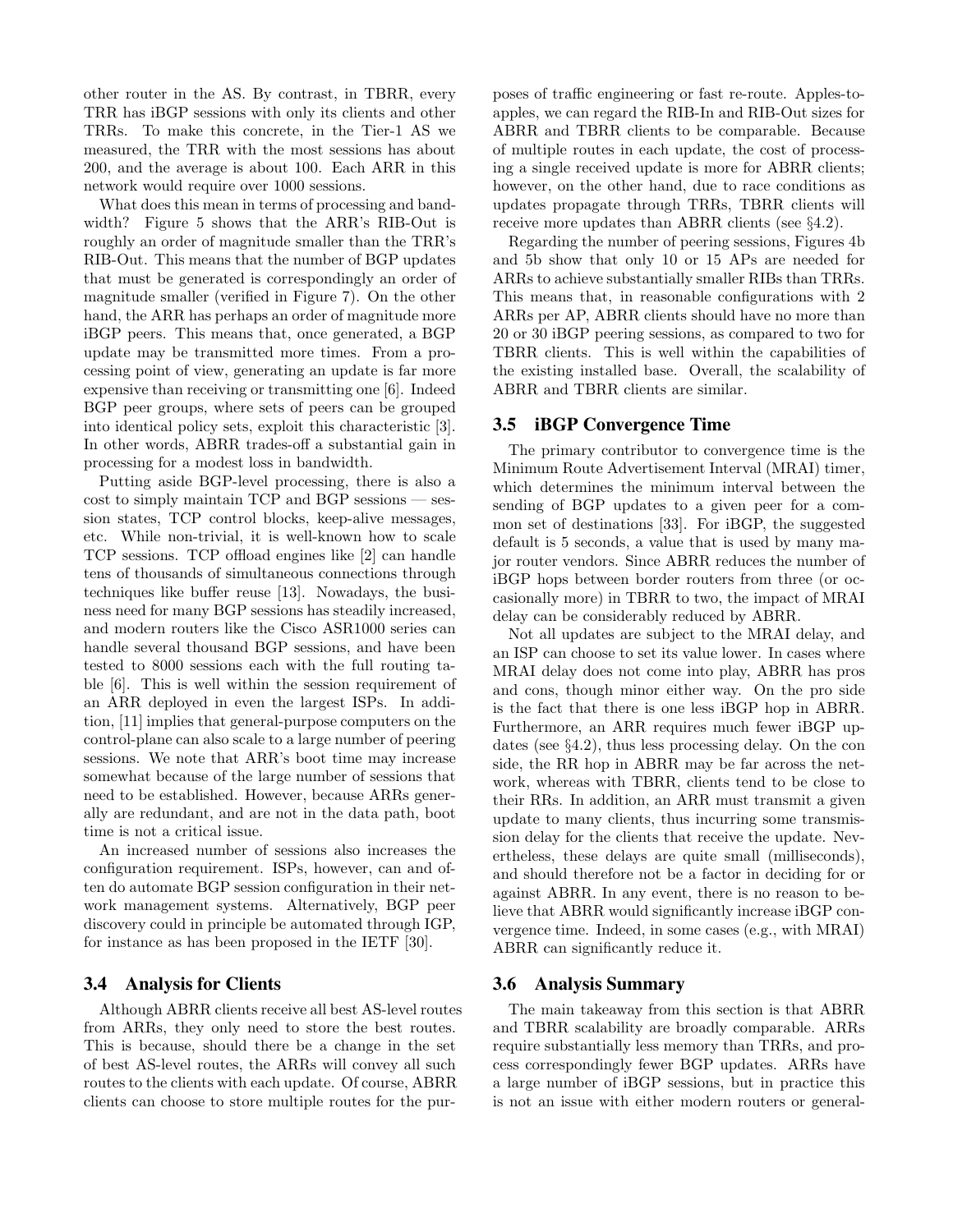other router in the AS. By contrast, in TBRR, every TRR has iBGP sessions with only its clients and other TRRs. To make this concrete, in the Tier-1 AS we measured, the TRR with the most sessions has about 200, and the average is about 100. Each ARR in this network would require over 1000 sessions.

What does this mean in terms of processing and bandwidth? Figure 5 shows that the ARR's RIB-Out is roughly an order of magnitude smaller than the TRR's RIB-Out. This means that the number of BGP updates that must be generated is correspondingly an order of magnitude smaller (verified in Figure 7). On the other hand, the ARR has perhaps an order of magnitude more iBGP peers. This means that, once generated, a BGP update may be transmitted more times. From a processing point of view, generating an update is far more expensive than receiving or transmitting one [6]. Indeed BGP peer groups, where sets of peers can be grouped into identical policy sets, exploit this characteristic [3]. In other words, ABRR trades-off a substantial gain in processing for a modest loss in bandwidth.

Putting aside BGP-level processing, there is also a cost to simply maintain TCP and BGP sessions — session states, TCP control blocks, keep-alive messages, etc. While non-trivial, it is well-known how to scale TCP sessions. TCP offload engines like [2] can handle tens of thousands of simultaneous connections through techniques like buffer reuse [13]. Nowadays, the business need for many BGP sessions has steadily increased, and modern routers like the Cisco ASR1000 series can handle several thousand BGP sessions, and have been tested to 8000 sessions each with the full routing table [6]. This is well within the session requirement of an ARR deployed in even the largest ISPs. In addition, [11] implies that general-purpose computers on the control-plane can also scale to a large number of peering sessions. We note that ARR's boot time may increase somewhat because of the large number of sessions that need to be established. However, because ARRs generally are redundant, and are not in the data path, boot time is not a critical issue.

An increased number of sessions also increases the configuration requirement. ISPs, however, can and often do automate BGP session configuration in their network management systems. Alternatively, BGP peer discovery could in principle be automated through IGP, for instance as has been proposed in the IETF [30].

### 3.4 Analysis for Clients

Although ABRR clients receive all best AS-level routes from ARRs, they only need to store the best routes. This is because, should there be a change in the set of best AS-level routes, the ARRs will convey all such routes to the clients with each update. Of course, ABRR clients can choose to store multiple routes for the purposes of traffic engineering or fast re-route. Apples-to-apples, we can regard the RIB-In and RIB-Out sizes for ABRR and TBRR clients to be comparable. Because of multiple routes in each update, the cost of processing a single received update is more for ABRR clients; however, on the other hand, due to race conditions as updates propagate through TRRs, TBRR clients will receive more updates than ABRR clients (see §4.2).

Regarding the number of peering sessions, Figures 4b and 5b show that only 10 or 15 APs are needed for ARRs to achieve substantially smaller RIBs than TRRs. This means that, in reasonable configurations with 2 ARRs per AP, ABRR clients should have no more than 20 or 30 iBGP peering sessions, as compared to two for TBRR clients. This is well within the capabilities of the existing installed base. Overall, the scalability of ABRR and TBRR clients are similar.

### 3.5 iBGP Convergence Time

The primary contributor to convergence time is the Minimum Route Advertisement Interval (MRAI) timer, which determines the minimum interval between the sending of BGP updates to a given peer for a common set of destinations [33]. For iBGP, the suggested default is 5 seconds, a value that is used by many major router vendors. Since ABRR reduces the number of iBGP hops between border routers from three (or occasionally more) in TBRR to two, the impact of MRAI delay can be considerably reduced by ABRR.

Not all updates are subject to the MRAI delay, and an ISP can choose to set its value lower. In cases where MRAI delay does not come into play, ABRR has pros and cons, though minor either way. On the pro side is the fact that there is one less iBGP hop in ABRR. Furthermore, an ARR requires much fewer iBGP updates (see §4.2), thus less processing delay. On the con side, the RR hop in ABRR may be far across the network, whereas with TBRR, clients tend to be close to their RRs. In addition, an ARR must transmit a given update to many clients, thus incurring some transmission delay for the clients that receive the update. Nevertheless, these delays are quite small (milliseconds), and should therefore not be a factor in deciding for or against ABRR. In any event, there is no reason to believe that ABRR would significantly increase iBGP convergence time. Indeed, in some cases (e.g., with MRAI) ABRR can significantly reduce it.

### 3.6 Analysis Summary

The main takeaway from this section is that ABRR and TBRR scalability are broadly comparable. ARRs require substantially less memory than TRRs, and process correspondingly fewer BGP updates. ARRs have a large number of iBGP sessions, but in practice this is not an issue with either modern routers or general-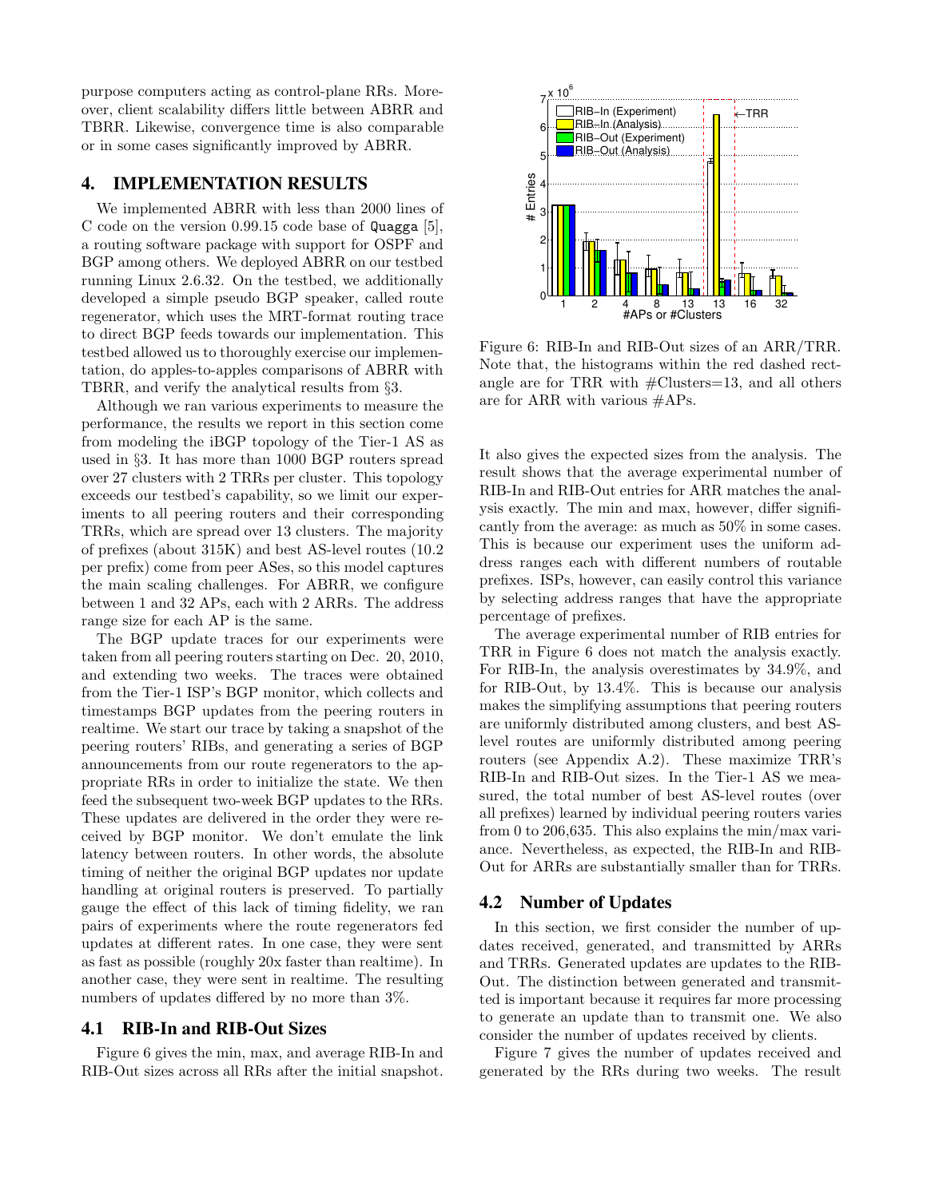purpose computers acting as control-plane RRs. Moreover, client scalability differs little between ABRR and TBRR. Likewise, convergence time is also comparable or in some cases significantly improved by ABRR.

## 4. IMPLEMENTATION RESULTS

We implemented ABRR with less than 2000 lines of C code on the version 0.99.15 code base of Quagga [5], a routing software package with support for OSPF and BGP among others. We deployed ABRR on our testbed running Linux 2.6.32. On the testbed, we additionally developed a simple pseudo BGP speaker, called route regenerator, which uses the MRT-format routing trace to direct BGP feeds towards our implementation. This testbed allowed us to thoroughly exercise our implementation, do apples-to-apples comparisons of ABRR with TBRR, and verify the analytical results from §3.

Although we ran various experiments to measure the performance, the results we report in this section come from modeling the iBGP topology of the Tier-1 AS as used in §3. It has more than 1000 BGP routers spread over 27 clusters with 2 TRRs per cluster. This topology exceeds our testbed's capability, so we limit our experiments to all peering routers and their corresponding TRRs, which are spread over 13 clusters. The majority of prefixes (about 315K) and best AS-level routes (10.2 per prefix) come from peer ASes, so this model captures the main scaling challenges. For ABRR, we configure between 1 and 32 APs, each with 2 ARRs. The address range size for each AP is the same.

The BGP update traces for our experiments were taken from all peering routers starting on Dec. 20, 2010, and extending two weeks. The traces were obtained from the Tier-1 ISP's BGP monitor, which collects and timestamps BGP updates from the peering routers in realtime. We start our trace by taking a snapshot of the peering routers' RIBs, and generating a series of BGP announcements from our route regenerators to the appropriate RRs in order to initialize the state. We then feed the subsequent two-week BGP updates to the RRs. These updates are delivered in the order they were received by BGP monitor. We don't emulate the link latency between routers. In other words, the absolute timing of neither the original BGP updates nor update handling at original routers is preserved. To partially gauge the effect of this lack of timing fidelity, we ran pairs of experiments where the route regenerators fed updates at different rates. In one case, they were sent as fast as possible (roughly 20x faster than realtime). In another case, they were sent in realtime. The resulting numbers of updates differed by no more than 3%.

### 4.1 RIB-In and RIB-Out Sizes

Figure 6 gives the min, max, and average RIB-In and RIB-Out sizes across all RRs after the initial snapshot.

Figure 6: RIB-In and RIB-Out sizes of an ARR/TRR. Note that, the histograms within the red dashed rectangle are for TRR with #Clusters=13, and all others are for ARR with various #APs.

It also gives the expected sizes from the analysis. The result shows that the average experimental number of RIB-In and RIB-Out entries for ARR matches the analysis exactly. The min and max, however, differ significantly from the average: as much as 50% in some cases. This is because our experiment uses the uniform address ranges each with different numbers of routable prefixes. ISPs, however, can easily control this variance by selecting address ranges that have the appropriate percentage of prefixes.

The average experimental number of RIB entries for TRR in Figure 6 does not match the analysis exactly. For RIB-In, the analysis overestimates by 34.9%, and for RIB-Out, by 13.4%. This is because our analysis makes the simplifying assumptions that peering routers are uniformly distributed among clusters, and best AS-level routes are uniformly distributed among peering routers (see Appendix A.2). These maximize TRR's RIB-In and RIB-Out sizes. In the Tier-1 AS we measured, the total number of best AS-level routes (over all prefixes) learned by individual peering routers varies from 0 to 206,635. This also explains the min/max variance. Nevertheless, as expected, the RIB-In and RIB-Out for ARRs are substantially smaller than for TRRs.

### 4.2 Number of Updates

In this section, we first consider the number of updates received, generated, and transmitted by ARRs and TRRs. Generated updates are updates to the RIB-Out. The distinction between generated and transmitted is important because it requires far more processing to generate an update than to transmit one. We also consider the number of updates received by clients.

Figure 7 gives the number of updates received and generated by the RRs during two weeks. The result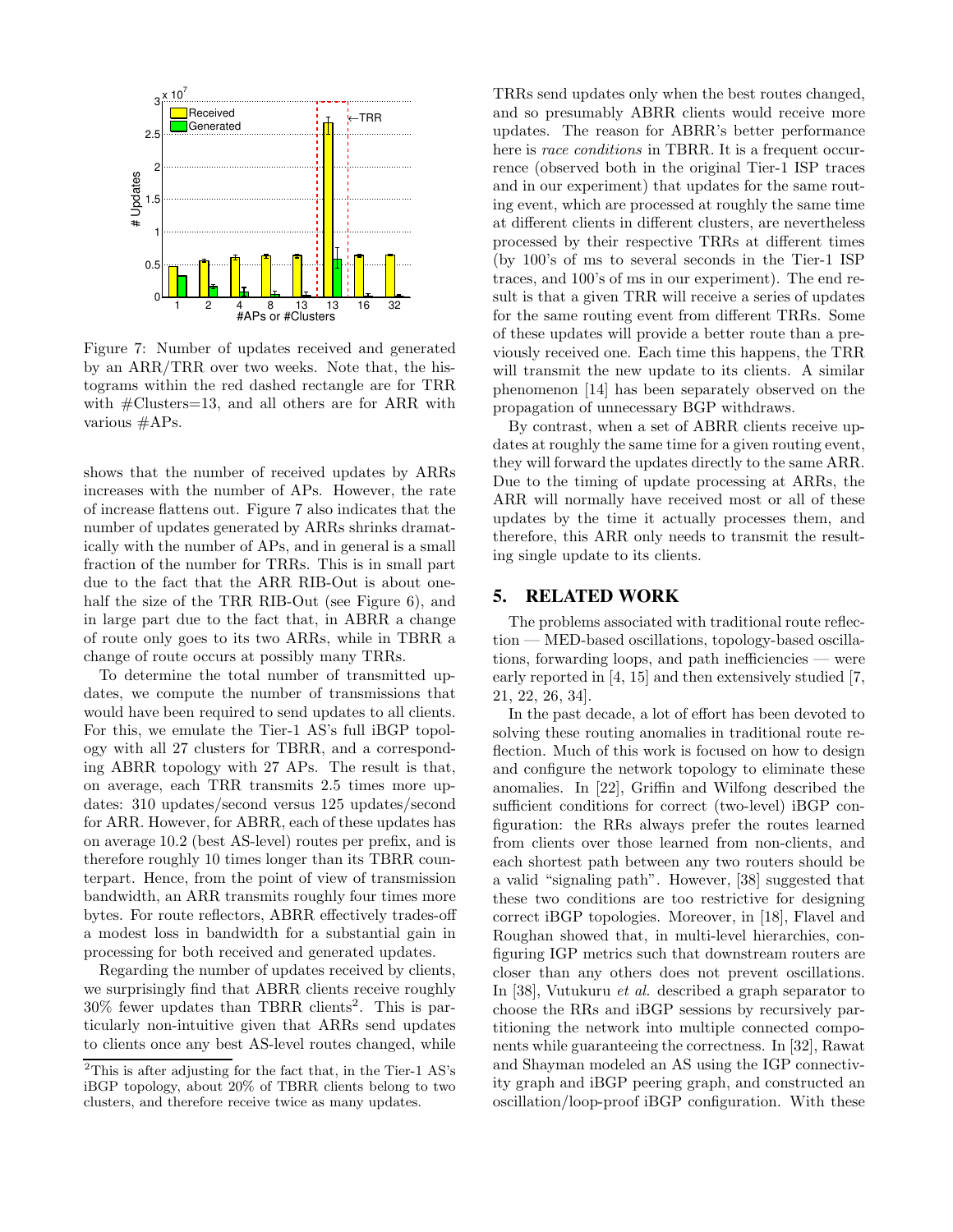Figure 7: Number of updates received and generated by an ARR/TRR over two weeks. Note that, the histograms within the red dashed rectangle are for TRR with #Clusters=13, and all others are for ARR with various #APs.

shows that the number of received updates by ARRs increases with the number of APs. However, the rate of increase flattens out. Figure 7 also indicates that the number of updates generated by ARRs shrinks dramatically with the number of APs, and in general is a small fraction of the number for TRRs. This is in small part due to the fact that the ARR RIB-Out is about one-half the size of the TRR RIB-Out (see Figure 6), and in large part due to the fact that, in ABRR a change of route only goes to its two ARRs, while in TBRR a change of route occurs at possibly many TRRs.

To determine the total number of transmitted updates, we compute the number of transmissions that would have been required to send updates to all clients. For this, we emulate the Tier-1 AS's full iBGP topology with all 27 clusters for TBRR, and a corresponding ABRR topology with 27 APs. The result is that, on average, each TRR transmits 2.5 times more updates: 310 updates/second versus 125 updates/second for ARR. However, for ABRR, each of these updates has on average 10.2 (best AS-level) routes per prefix, and is therefore roughly 10 times longer than its TBRR counterpart. Hence, from the point of view of transmission bandwidth, an ARR transmits roughly four times more bytes. For route reflectors, ABRR effectively trades-off a modest loss in bandwidth for a substantial gain in processing for both received and generated updates.

Regarding the number of updates received by clients, we surprisingly find that ABRR clients receive roughly 30% fewer updates than TBRR clients[2]. This is particularly non-intuitive given that ARRs send updates to clients once any best AS-level routes changed, while TRRs send updates only when the best routes changed, and so presumably ABRR clients would receive more updates. The reason for ABRR's better performance here is *race conditions* in TBRR. It is a frequent occurrence (observed both in the original Tier-1 ISP traces and in our experiment) that updates for the same routing event, which are processed at roughly the same time at different clients in different clusters, are nevertheless processed by their respective TRRs at different times (by 100's of ms to several seconds in the Tier-1 ISP traces, and 100's of ms in our experiment). The end result is that a given TRR will receive a series of updates for the same routing event from different TRRs. Some of these updates will provide a better route than a previously received one. Each time this happens, the TRR will transmit the new update to its clients. A similar phenomenon [14] has been separately observed on the propagation of unnecessary BGP withdraws.

By contrast, when a set of ABRR clients receive updates at roughly the same time for a given routing event, they will forward the updates directly to the same ARR. Due to the timing of update processing at ARRs, the ARR will normally have received most or all of these updates by the time it actually processes them, and therefore, this ARR only needs to transmit the resulting single update to its clients.

[2]This is after adjusting for the fact that, in the Tier-1 AS's iBGP topology, about 20% of TBRR clients belong to two clusters, and therefore receive twice as many updates.

## 5. RELATED WORK

The problems associated with traditional route reflection — MED-based oscillations, topology-based oscillations, forwarding loops, and path inefficiencies — were early reported in [4, 15] and then extensively studied [7, 21, 22, 26, 34].

In the past decade, a lot of effort has been devoted to solving these routing anomalies in traditional route reflection. Much of this work is focused on how to design and configure the network topology to eliminate these anomalies. In [22], Griffin and Wilfong described the sufficient conditions for correct (two-level) iBGP configuration: the RRs always prefer the routes learned from clients over those learned from non-clients, and each shortest path between any two routers should be a valid "signaling path". However, [38] suggested that these two conditions are too restrictive for designing correct iBGP topologies. Moreover, in [18], Flavel and Roughan showed that, in multi-level hierarchies, configuring IGP metrics such that downstream routers are closer than any others does not prevent oscillations. In [38], Vutukuru *et al.* described a graph separator to choose the RRs and iBGP sessions by recursively partitioning the network into multiple connected components while guaranteeing the correctness. In [32], Rawat and Shayman modeled an AS using the IGP connectivity graph and iBGP peering graph, and constructed an oscillation/loop-proof iBGP configuration. With these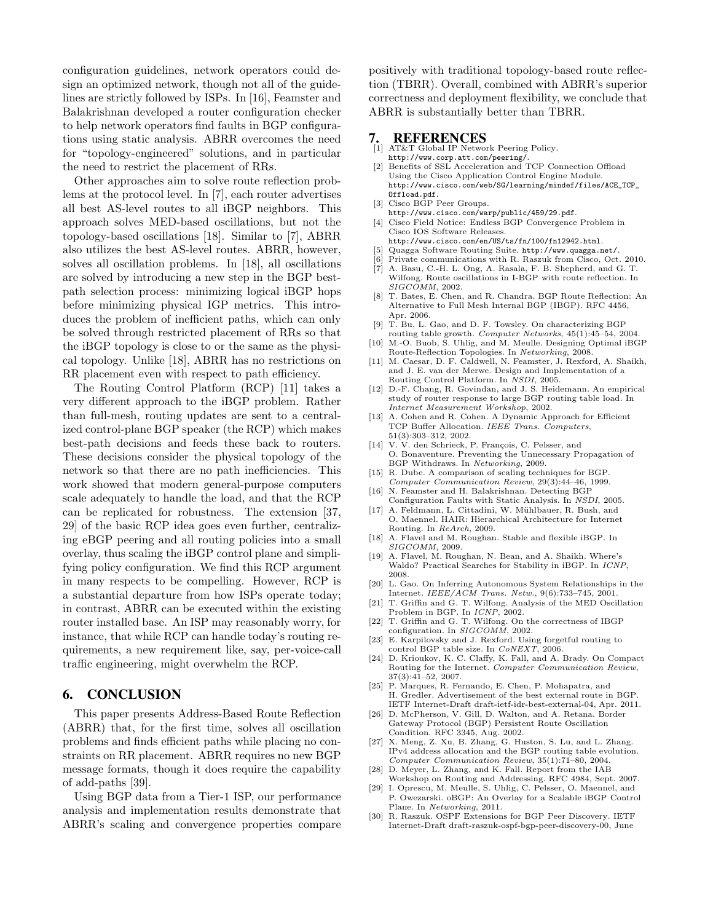configuration guidelines, network operators could design an optimized network, though not all of the guidelines are strictly followed by ISPs. In [16], Feamster and Balakrishnan developed a router configuration checker to help network operators find faults in BGP configurations using static analysis. ABRR overcomes the need for "topology-engineered" solutions, and in particular the need to restrict the placement of RRs.

Other approaches aim to solve route reflection problems at the protocol level. In [7], each router advertises all best AS-level routes to all iBGP neighbors. This approach solves MED-based oscillations, but not the topology-based oscillations [18]. Similar to [7], ABRR also utilizes the best AS-level routes. ABRR, however, solves all oscillation problems. In [18], all oscillations are solved by introducing a new step in the BGP best-path selection process: minimizing logical iBGP hops before minimizing physical IGP metrics. This introduces the problem of inefficient paths, which can only be solved through restricted placement of RRs so that the iBGP topology is close to or the same as the physical topology. Unlike [18], ABRR has no restrictions on RR placement even with respect to path efficiency.

The Routing Control Platform (RCP) [11] takes a very different approach to the iBGP problem. Rather than full-mesh, routing updates are sent to a centralized control-plane BGP speaker (the RCP) which makes best-path decisions and feeds these back to routers. These decisions consider the physical topology of the network so that there are no path inefficiencies. This work showed that modern general-purpose computers scale adequately to handle the load, and that the RCP can be replicated for robustness. The extension [37, 29] of the basic RCP idea goes even further, centralizing eBGP peering and all routing policies into a small overlay, thus scaling the iBGP control plane and simplifying policy configuration. We find this RCP argument in many respects to be compelling. However, RCP is a substantial departure from how ISPs operate today; in contrast, ABRR can be executed within the existing router installed base. An ISP may reasonably worry, for instance, that while RCP can handle today's routing requirements, a new requirement like, say, per-voice-call traffic engineering, might overwhelm the RCP.

## 6. CONCLUSION

This paper presents Address-Based Route Reflection (ABRR) that, for the first time, solves all oscillation problems and finds efficient paths while placing no constraints on RR placement. ABRR requires no new BGP message formats, though it does require the capability of add-paths [39].

Using BGP data from a Tier-1 ISP, our performance analysis and implementation results demonstrate that ABRR's scaling and convergence properties compare positively with traditional topology-based route reflection (TBRR). Overall, combined with ABRR's superior correctness and deployment flexibility, we conclude that ABRR is substantially better than TBRR.

## 7. REFERENCES

[1] AT&T Global IP Network Peering Policy. http://www.corp.att.com/peering/.

[2] Benefits of SSL Acceleration and TCP Connection Offload Using the Cisco Application Control Engine Module. http://www.cisco.com/web/SG/learning/mindef/files/ACE_TCP_Offload.pdf.

[3] Cisco BGP Peer Groups. http://www.cisco.com/warp/public/459/29.pdf.

[4] Cisco Field Notice: Endless BGP Convergence Problem in Cisco IOS Software Releases. http://www.cisco.com/en/US/ts/fn/100/fn12942.html.

[5] Quagga Software Routing Suite. http://www.quagga.net/.

[6] Private communications with R. Raszuk from Cisco, Oct. 2010.

[7] A. Basu, C.-H. L. Ong, A. Rasala, F. B. Shepherd, and G. T. Wilfong. Route oscillations in I-BGP with route reflection. In *SIGCOMM*, 2002.

[8] T. Bates, E. Chen, and R. Chandra. BGP Route Reflection: An Alternative to Full Mesh Internal BGP (IBGP). RFC 4456, Apr. 2006.

[9] T. Bu, L. Gao, and D. F. Towsley. On characterizing BGP routing table growth. *Computer Networks*, 45(1):45–54, 2004.

[10] M.-O. Buob, S. Uhlig, and M. Meulle. Designing Optimal iBGP Route-Reflection Topologies. In *Networking*, 2008.

[11] M. Caesar, D. F. Caldwell, N. Feamster, J. Rexford, A. Shaikh, and J. E. van der Merwe. Design and Implementation of a Routing Control Platform. In *NSDI*, 2005.

[12] D.-F. Chang, R. Govindan, and J. S. Heidemann. An empirical study of router response to large BGP routing table load. In *Internet Measurement Workshop*, 2002.

[13] A. Cohen and R. Cohen. A Dynamic Approach for Efficient TCP Buffer Allocation. *IEEE Trans. Computers*, 51(3):303–312, 2002.

[14] V. V. den Schrieck, P. François, C. Pelsser, and O. Bonaventure. Preventing the Unnecessary Propagation of BGP Withdraws. In *Networking*, 2009.

[15] R. Dube. A comparison of scaling techniques for BGP. *Computer Communication Review*, 29(3):44–46, 1999.

[16] N. Feamster and H. Balakrishnan. Detecting BGP Configuration Faults with Static Analysis. In *NSDI*, 2005.

[17] A. Feldmann, L. Cittadini, W. Mühlbauer, R. Bush, and O. Maennel. HAIR: Hierarchical Architecture for Internet Routing. In *ReArch*, 2009.

[18] A. Flavel and M. Roughan. Stable and flexible iBGP. In *SIGCOMM*, 2009.

[19] A. Flavel, M. Roughan, N. Bean, and A. Shaikh. Where's Waldo? Practical Searches for Stability in iBGP. In *ICNP*, 2008.

[20] L. Gao. On Inferring Autonomous System Relationships in the Internet. *IEEE/ACM Trans. Netw.*, 9(6):733–745, 2001.

[21] T. Griffin and G. T. Wilfong. Analysis of the MED Oscillation Problem in BGP. In *ICNP*, 2002.

[22] T. Griffin and G. T. Wilfong. On the correctness of IBGP configuration. In *SIGCOMM*, 2002.

[23] E. Karpilovsky and J. Rexford. Using forgetful routing to control BGP table size. In *CoNEXT*, 2006.

[24] D. Krioukov, K. C. Claffy, K. Fall, and A. Brady. On Compact Routing for the Internet. *Computer Communication Review*, 37(3):41–52, 2007.

[25] P. Marques, R. Fernando, E. Chen, P. Mohapatra, and H. Gredler. Advertisement of the best external route in BGP. IETF Internet-Draft draft-ietf-idr-best-external-04, Apr. 2011.

[26] D. McPherson, V. Gill, D. Walton, and A. Retana. Border Gateway Protocol (BGP) Persistent Route Oscillation Condition. RFC 3345, Aug. 2002.

[27] X. Meng, Z. Xu, B. Zhang, G. Huston, S. Lu, and L. Zhang. IPv4 address allocation and the BGP routing table evolution. *Computer Communication Review*, 35(1):71–80, 2004.

[28] D. Meyer, L. Zhang, and K. Fall. Report from the IAB Workshop on Routing and Addressing. RFC 4984, Sept. 2007.

[29] I. Oprescu, M. Meulle, S. Uhlig, C. Pelsser, O. Maennel, and P. Owezarski. oBGP: An Overlay for a Scalable iBGP Control Plane. In *Networking*, 2011.

[30] R. Raszuk. OSPF Extensions for BGP Peer Discovery. IETF Internet-Draft draft-raszuk-ospf-bgp-peer-discovery-00, June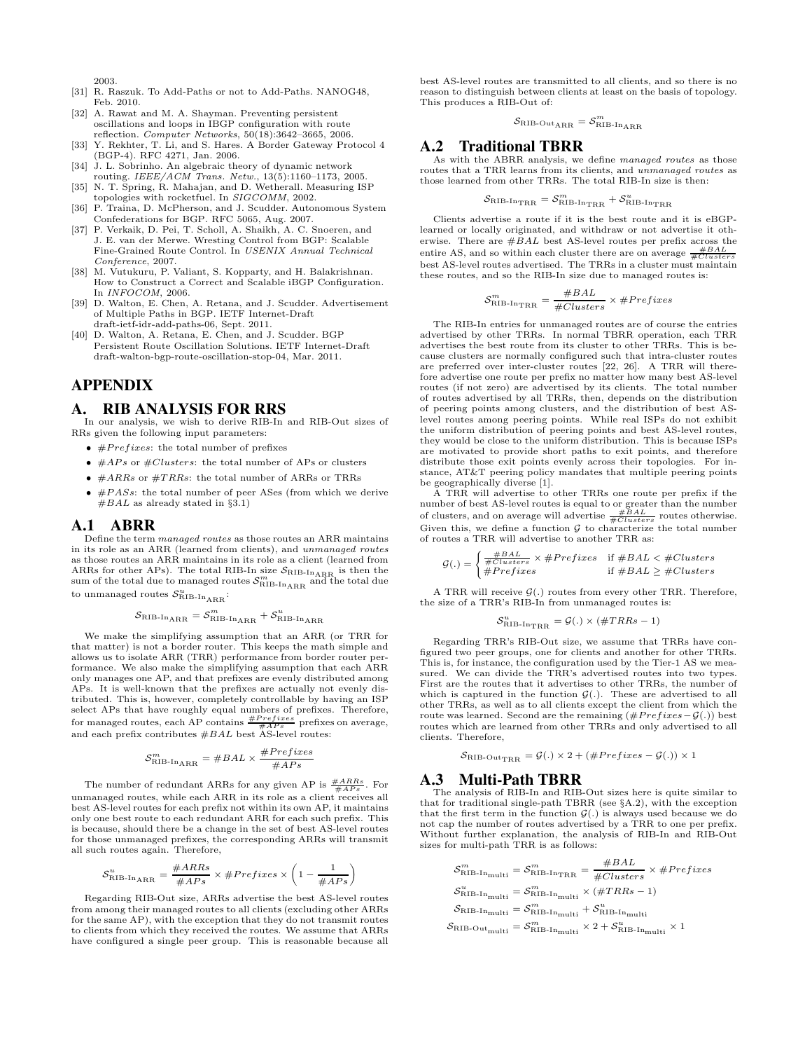2003.

[31] R. Raszuk. To Add-Paths or not to Add-Paths. NANOG48, Feb. 2010.

[32] A. Rawat and M. A. Shayman. Preventing persistent oscillations and loops in IBGP configuration with route reflection. *Computer Networks*, 50(18):3642–3665, 2006.

[33] Y. Rekhter, T. Li, and S. Hares. A Border Gateway Protocol 4 (BGP-4). RFC 4271, Jan. 2006.

[34] J. L. Sobrinho. An algebraic theory of dynamic network routing. *IEEE/ACM Trans. Netw.*, 13(5):1160–1173, 2005.

[35] N. T. Spring, R. Mahajan, and D. Wetherall. Measuring ISP topologies with rocketfuel. In *SIGCOMM*, 2002.

[36] P. Traina, D. McPherson, and J. Scudder. Autonomous System Confederations for BGP. RFC 5065, Aug. 2007.

[37] P. Verkaik, D. Pei, T. Scholl, A. Shaikh, A. C. Snoeren, and J. E. van der Merwe. Wresting Control from BGP: Scalable Fine-Grained Route Control. In *USENIX Annual Technical Conference*, 2007.

[38] M. Vutukuru, P. Valiant, S. Kopparty, and H. Balakrishnan. How to Construct a Correct and Scalable iBGP Configuration. In *INFOCOM*, 2006.

[39] D. Walton, E. Chen, A. Retana, and J. Scudder. Advertisement of Multiple Paths in BGP. IETF Internet-Draft draft-ietf-idr-add-paths-06, Sept. 2011.

[40] D. Walton, A. Retana, E. Chen, and J. Scudder. BGP Persistent Route Oscillation Solutions. IETF Internet-Draft draft-walton-bgp-route-oscillation-stop-04, Mar. 2011.

# APPENDIX

## A. RIB ANALYSIS FOR RRS

In our analysis, we wish to derive RIB-In and RIB-Out sizes of RRs given the following input parameters:

- $\#Prefixes$: the total number of prefixes
- $\#APs$ or $\#Clusters$: the total number of APs or clusters
- $\#ARRs$ or $\#TRRs$: the total number of ARRs or TRRs
- $\#PASs$: the total number of peer ASes (from which we derive $\#BAL$ as already stated in §3.1)

### A.1 ABRR

Define the term *managed routes* as those routes an ARR maintains in its role as an ARR (learned from clients), and *unmanaged routes* as those routes an ARR maintains in its role as a client (learned from ARRs for other APs). The total RIB-In size $\mathcal{S}_{\text{RIB-In}_{\text{ARR}}}$ is then the sum of the total due to managed routes $\mathcal{S}^m_{\text{RIB-In}_{\text{ARR}}}$ and the total due to unmanaged routes $\mathcal{S}^u_{\text{RIB-In}_{\text{ARR}}}$:

$$\mathcal{S}_{\text{RIB-In}_{\text{ARR}}} = \mathcal{S}^m_{\text{RIB-In}_{\text{ARR}}} + \mathcal{S}^u_{\text{RIB-In}_{\text{ARR}}}$$

We make the simplifying assumption that an ARR (or TRR for that matter) is not a border router. This keeps the math simple and allows us to isolate ARR (TRR) performance from border router performance. We also make the simplifying assumption that each ARR only manages one AP, and that prefixes are evenly distributed among APs. It is well-known that the prefixes are actually not evenly distributed. This is, however, completely controllable by having an ISP select APs that have roughly equal numbers of prefixes. Therefore, for managed routes, each AP contains $\frac{\#Prefixes}{\#APs}$ prefixes on average, and each prefix contributes $\#BAL$ best AS-level routes:

$$\mathcal{S}^m_{\text{RIB-In}_{\text{ARR}}} = \#BAL \times \frac{\#Prefixes}{\#APs}$$

The number of redundant ARRs for any given AP is $\frac{\#ARRs}{\#APs}$. For unmanaged routes, while each ARR in its role as a client receives all best AS-level routes for each prefix not within its own AP, it maintains only one best route to each redundant ARR for each such prefix. This is because, should there be a change in the set of best AS-level routes for those unmanaged prefixes, the corresponding ARRs will transmit all such routes again. Therefore,

$$\mathcal{S}^u_{\text{RIB-In}_{\text{ARR}}} = \frac{\#ARRs}{\#APs} \times \#Prefixes \times \left(1 - \frac{1}{\#APs}\right)$$

Regarding RIB-Out size, ARRs advertise the best AS-level routes from among their managed routes to all clients (excluding other ARRs for the same AP), with the exception that they do not transmit routes to clients from which they received the routes. We assume that ARRs have configured a single peer group. This is reasonable because all best AS-level routes are transmitted to all clients, and so there is no reason to distinguish between clients at least on the basis of topology. This produces a RIB-Out of:

$$\mathcal{S}_{\text{RIB-Out}_{\text{ARR}}} = \mathcal{S}^m_{\text{RIB-In}_{\text{ARR}}}$$

### A.2 Traditional TBRR

As with the ABRR analysis, we define *managed routes* as those routes that a TRR learns from its clients, and *unmanaged routes* as those learned from other TRRs. The total RIB-In size is then:

$$\mathcal{S}_{\text{RIB-In}_{\text{TRR}}} = \mathcal{S}^m_{\text{RIB-In}_{\text{TRR}}} + \mathcal{S}^u_{\text{RIB-In}_{\text{TRR}}}$$

Clients advertise a route if it is the best route and it is eBGP-learned or locally originated, and withdraw or not advertise it otherwise. There are $\#BAL$ best AS-level routes per prefix across the entire AS, and so within each cluster there are on average $\frac{\#BAL}{\#Clusters}$ best AS-level routes advertised. The TRRs in a cluster must maintain these routes, and so the RIB-In size due to managed routes is:

$$\mathcal{S}^m_{\text{RIB-In}_{\text{TRR}}} = \frac{\#BAL}{\#Clusters} \times \#Prefixes$$

The RIB-In entries for unmanaged routes are of course the entries advertised by other TRRs. In normal TBRR operation, each TRR advertises the best route from its cluster to other TRRs. This is because clusters are normally configured such that intra-cluster routes are preferred over inter-cluster routes [22, 26]. A TRR will therefore advertise one route per prefix no matter how many best AS-level routes (if not zero) are advertised by its clients. The total number of routes advertised by all TRRs, then, depends on the distribution of peering points among clusters, and the distribution of best AS-level routes among peering points. While real ISPs do not exhibit the uniform distribution of peering points and best AS-level routes, they would be close to the uniform distribution. This is because ISPs are motivated to provide short paths to exit points, and therefore distribute those exit points evenly across their topologies. For instance, AT&T peering policy mandates that multiple peering points be geographically diverse [1].

A TRR will advertise to other TRRs one route per prefix if the number of best AS-level routes is equal to or greater than the number of clusters, and on average will advertise $\frac{\#BAL}{\#Clusters}$ routes otherwise. Given this, we define a function $\mathcal{G}$ to characterize the total number of routes a TRR will advertise to another TRR as:

$$\mathcal{G}(.) = \begin{cases} \frac{\#BAL}{\#Clusters} \times \#Prefixes & \text{if } \#BAL < \#Clusters \\ \#Prefixes & \text{if } \#BAL \geq \#Clusters \end{cases}$$

A TRR will receive $\mathcal{G}(.)$ routes from every other TRR. Therefore, the size of a TRR's RIB-In from unmanaged routes is:

$$\mathcal{S}^u_{\text{RIB-In}_{\text{TRR}}} = \mathcal{G}(.) \times (\#TRRs - 1)$$

Regarding TRR's RIB-Out size, we assume that TRRs have configured two peer groups, one for clients and another for other TRRs. This is, for instance, the configuration used by the Tier-1 AS we measured. We can divide the TRR's advertised routes into two types. First are the routes that it advertises to other TRRs, the number of which is captured in the function $\mathcal{G}(.)$. These are advertised to all other TRRs, as well as to all clients except the client from which the route was learned. Second are the remaining $(\#Prefixes - \mathcal{G}(.))$ best routes which are learned from other TRRs and only advertised to all clients. Therefore,

$$\mathcal{S}_{\text{RIB-Out}_{\text{TRR}}} = \mathcal{G}(.) \times 2 + (\#Prefixes - \mathcal{G}(.)) \times 1$$

### A.3 Multi-Path TBRR

The analysis of RIB-In and RIB-Out sizes here is quite similar to that for traditional single-path TBRR (see §A.2), with the exception that the first term in the function $\mathcal{G}(.)$ is always used because we do not cap the number of routes advertised by a TRR to one per prefix. Without further explanation, the analysis of RIB-In and RIB-Out sizes for multi-path TRR is as follows:

$$\mathcal{S}^m_{\text{RIB-In}_{\text{multi}}} = \mathcal{S}^m_{\text{RIB-In}_{\text{TRR}}} = \frac{\#BAL}{\#Clusters} \times \#Prefixes$$

$$\mathcal{S}^u_{\text{RIB-In}_{\text{multi}}} = \mathcal{S}^m_{\text{RIB-In}_{\text{multi}}} \times (\#TRRs - 1)$$

$$\mathcal{S}_{\text{RIB-In}_{\text{multi}}} = \mathcal{S}^m_{\text{RIB-In}_{\text{multi}}} + \mathcal{S}^u_{\text{RIB-In}_{\text{multi}}}$$

$$\mathcal{S}_{\text{RIB-Out}_{\text{multi}}} = \mathcal{S}^m_{\text{RIB-In}_{\text{multi}}} \times 2 + \mathcal{S}^u_{\text{RIB-In}_{\text{multi}}} \times 1$$